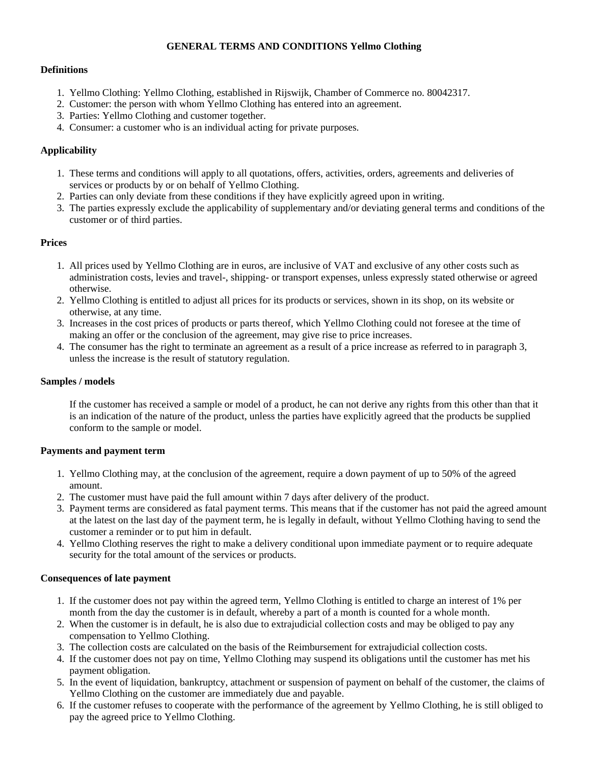# GENERAL TERMS AND CONDITIONS Yellmo Clothing

### Definitions

1. Yellmo Clothing: Yellmo Clothing, established in Rijswijk, Chamber of Commerce no. 80042317.
2. Customer: the person with whom Yellmo Clothing has entered into an agreement.
3. Parties: Yellmo Clothing and customer together.
4. Consumer: a customer who is an individual acting for private purposes.

### Applicability

1. These terms and conditions will apply to all quotations, offers, activities, orders, agreements and deliveries of services or products by or on behalf of Yellmo Clothing.
2. Parties can only deviate from these conditions if they have explicitly agreed upon in writing.
3. The parties expressly exclude the applicability of supplementary and/or deviating general terms and conditions of the customer or of third parties.

### Prices

1. All prices used by Yellmo Clothing are in euros, are inclusive of VAT and exclusive of any other costs such as administration costs, levies and travel-, shipping- or transport expenses, unless expressly stated otherwise or agreed otherwise.
2. Yellmo Clothing is entitled to adjust all prices for its products or services, shown in its shop, on its website or otherwise, at any time.
3. Increases in the cost prices of products or parts thereof, which Yellmo Clothing could not foresee at the time of making an offer or the conclusion of the agreement, may give rise to price increases.
4. The consumer has the right to terminate an agreement as a result of a price increase as referred to in paragraph 3, unless the increase is the result of statutory regulation.

### Samples / models

If the customer has received a sample or model of a product, he can not derive any rights from this other than that it is an indication of the nature of the product, unless the parties have explicitly agreed that the products be supplied conform to the sample or model.

### Payments and payment term

1. Yellmo Clothing may, at the conclusion of the agreement, require a down payment of up to 50% of the agreed amount.
2. The customer must have paid the full amount within 7 days after delivery of the product.
3. Payment terms are considered as fatal payment terms. This means that if the customer has not paid the agreed amount at the latest on the last day of the payment term, he is legally in default, without Yellmo Clothing having to send the customer a reminder or to put him in default.
4. Yellmo Clothing reserves the right to make a delivery conditional upon immediate payment or to require adequate security for the total amount of the services or products.

### Consequences of late payment

1. If the customer does not pay within the agreed term, Yellmo Clothing is entitled to charge an interest of 1% per month from the day the customer is in default, whereby a part of a month is counted for a whole month.
2. When the customer is in default, he is also due to extrajudicial collection costs and may be obliged to pay any compensation to Yellmo Clothing.
3. The collection costs are calculated on the basis of the Reimbursement for extrajudicial collection costs.
4. If the customer does not pay on time, Yellmo Clothing may suspend its obligations until the customer has met his payment obligation.
5. In the event of liquidation, bankruptcy, attachment or suspension of payment on behalf of the customer, the claims of Yellmo Clothing on the customer are immediately due and payable.
6. If the customer refuses to cooperate with the performance of the agreement by Yellmo Clothing, he is still obliged to pay the agreed price to Yellmo Clothing.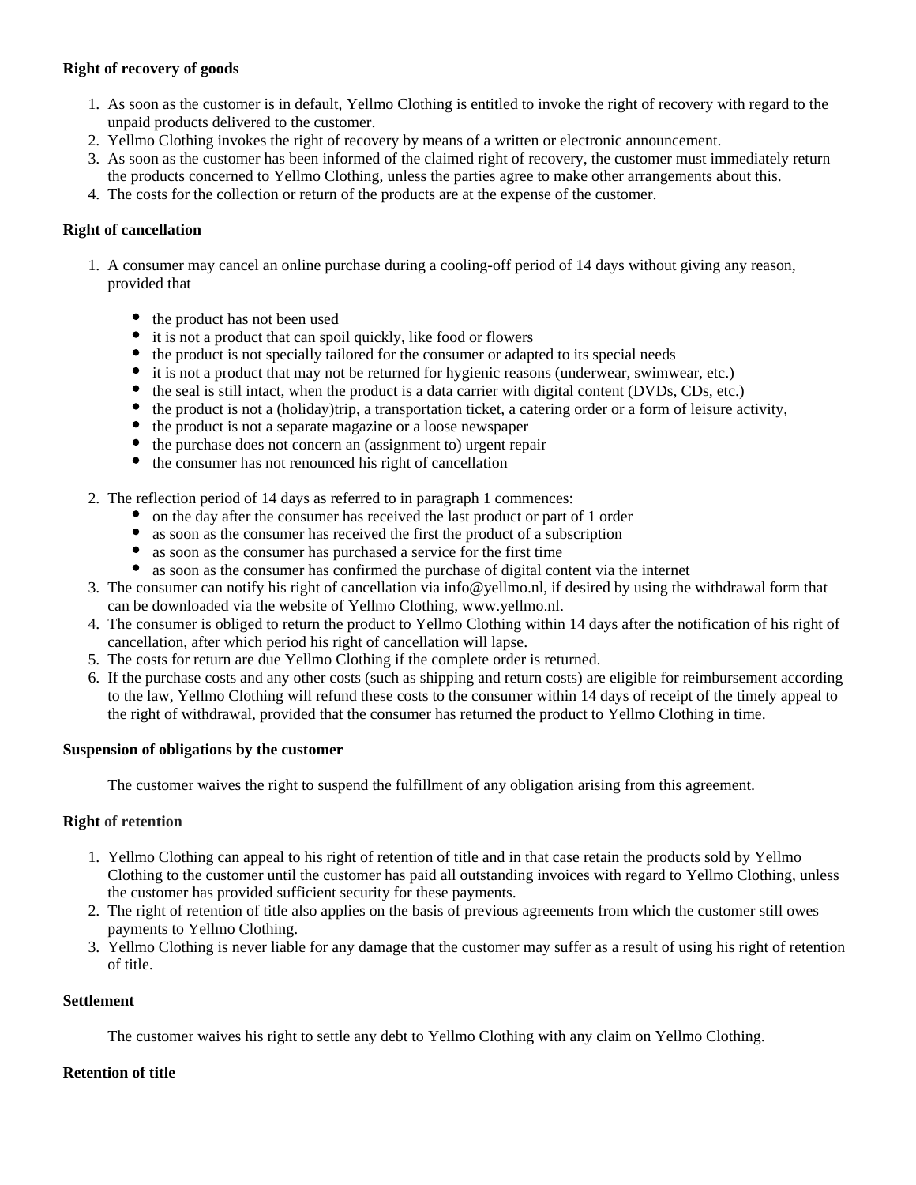**Right of recovery of goods**

1. As soon as the customer is in default, Yellmo Clothing is entitled to invoke the right of recovery with regard to the unpaid products delivered to the customer.
2. Yellmo Clothing invokes the right of recovery by means of a written or electronic announcement.
3. As soon as the customer has been informed of the claimed right of recovery, the customer must immediately return the products concerned to Yellmo Clothing, unless the parties agree to make other arrangements about this.
4. The costs for the collection or return of the products are at the expense of the customer.

**Right of cancellation**

1. A consumer may cancel an online purchase during a cooling-off period of 14 days without giving any reason, provided that

   - the product has not been used
   - it is not a product that can spoil quickly, like food or flowers
   - the product is not specially tailored for the consumer or adapted to its special needs
   - it is not a product that may not be returned for hygienic reasons (underwear, swimwear, etc.)
   - the seal is still intact, when the product is a data carrier with digital content (DVDs, CDs, etc.)
   - the product is not a (holiday)trip, a transportation ticket, a catering order or a form of leisure activity,
   - the product is not a separate magazine or a loose newspaper
   - the purchase does not concern an (assignment to) urgent repair
   - the consumer has not renounced his right of cancellation

2. The reflection period of 14 days as referred to in paragraph 1 commences:
   - on the day after the consumer has received the last product or part of 1 order
   - as soon as the consumer has received the first the product of a subscription
   - as soon as the consumer has purchased a service for the first time
   - as soon as the consumer has confirmed the purchase of digital content via the internet
3. The consumer can notify his right of cancellation via info@yellmo.nl, if desired by using the withdrawal form that can be downloaded via the website of Yellmo Clothing, www.yellmo.nl.
4. The consumer is obliged to return the product to Yellmo Clothing within 14 days after the notification of his right of cancellation, after which period his right of cancellation will lapse.
5. The costs for return are due Yellmo Clothing if the complete order is returned.
6. If the purchase costs and any other costs (such as shipping and return costs) are eligible for reimbursement according to the law, Yellmo Clothing will refund these costs to the consumer within 14 days of receipt of the timely appeal to the right of withdrawal, provided that the consumer has returned the product to Yellmo Clothing in time.

**Suspension of obligations by the customer**

The customer waives the right to suspend the fulfillment of any obligation arising from this agreement.

**Right of retention**

1. Yellmo Clothing can appeal to his right of retention of title and in that case retain the products sold by Yellmo Clothing to the customer until the customer has paid all outstanding invoices with regard to Yellmo Clothing, unless the customer has provided sufficient security for these payments.
2. The right of retention of title also applies on the basis of previous agreements from which the customer still owes payments to Yellmo Clothing.
3. Yellmo Clothing is never liable for any damage that the customer may suffer as a result of using his right of retention of title.

**Settlement**

The customer waives his right to settle any debt to Yellmo Clothing with any claim on Yellmo Clothing.

**Retention of title**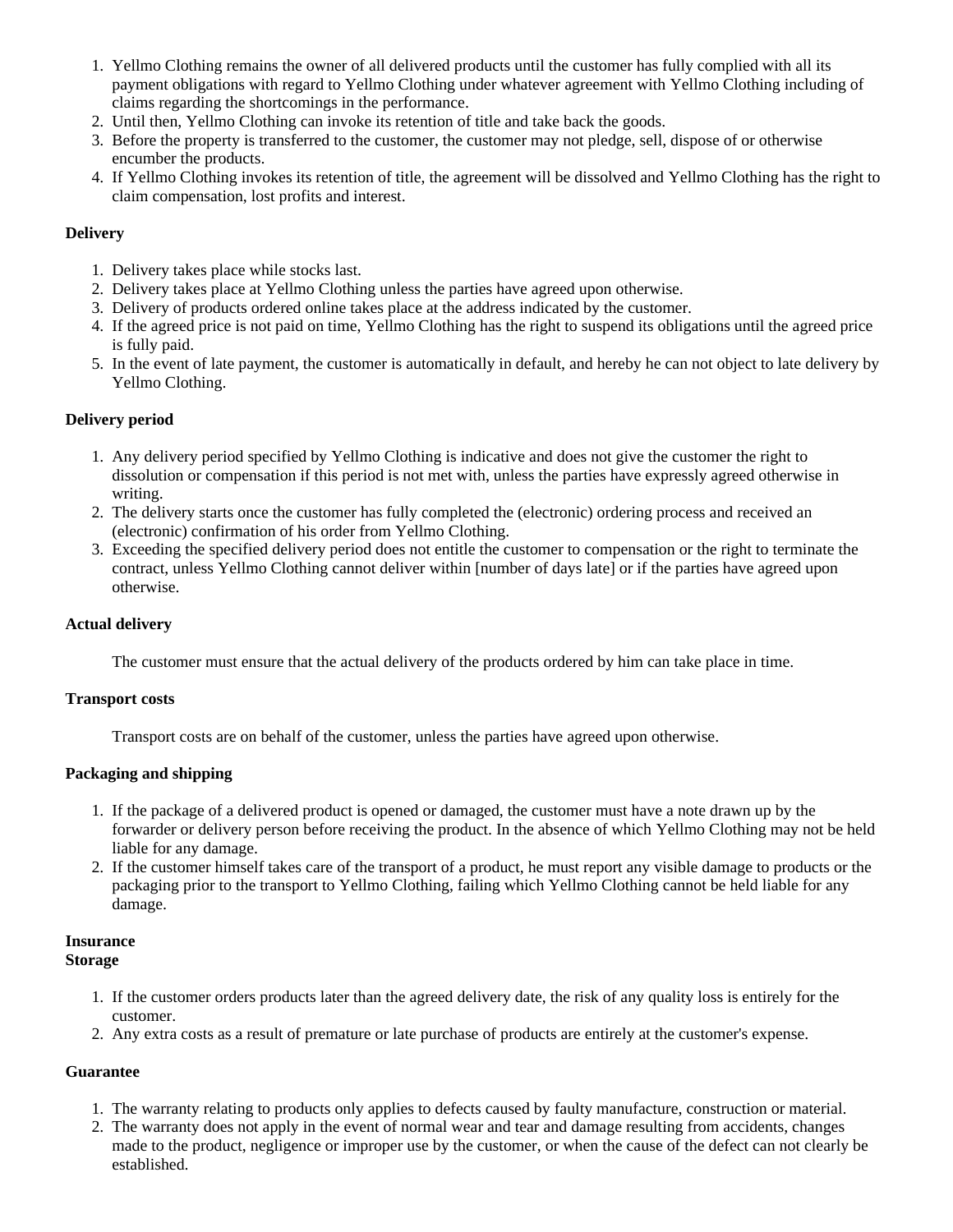1. Yellmo Clothing remains the owner of all delivered products until the customer has fully complied with all its payment obligations with regard to Yellmo Clothing under whatever agreement with Yellmo Clothing including of claims regarding the shortcomings in the performance.
2. Until then, Yellmo Clothing can invoke its retention of title and take back the goods.
3. Before the property is transferred to the customer, the customer may not pledge, sell, dispose of or otherwise encumber the products.
4. If Yellmo Clothing invokes its retention of title, the agreement will be dissolved and Yellmo Clothing has the right to claim compensation, lost profits and interest.

**Delivery**

1. Delivery takes place while stocks last.
2. Delivery takes place at Yellmo Clothing unless the parties have agreed upon otherwise.
3. Delivery of products ordered online takes place at the address indicated by the customer.
4. If the agreed price is not paid on time, Yellmo Clothing has the right to suspend its obligations until the agreed price is fully paid.
5. In the event of late payment, the customer is automatically in default, and hereby he can not object to late delivery by Yellmo Clothing.

**Delivery period**

1. Any delivery period specified by Yellmo Clothing is indicative and does not give the customer the right to dissolution or compensation if this period is not met with, unless the parties have expressly agreed otherwise in writing.
2. The delivery starts once the customer has fully completed the (electronic) ordering process and received an (electronic) confirmation of his order from Yellmo Clothing.
3. Exceeding the specified delivery period does not entitle the customer to compensation or the right to terminate the contract, unless Yellmo Clothing cannot deliver within [number of days late] or if the parties have agreed upon otherwise.

**Actual delivery**

The customer must ensure that the actual delivery of the products ordered by him can take place in time.

**Transport costs**

Transport costs are on behalf of the customer, unless the parties have agreed upon otherwise.

**Packaging and shipping**

1. If the package of a delivered product is opened or damaged, the customer must have a note drawn up by the forwarder or delivery person before receiving the product. In the absence of which Yellmo Clothing may not be held liable for any damage.
2. If the customer himself takes care of the transport of a product, he must report any visible damage to products or the packaging prior to the transport to Yellmo Clothing, failing which Yellmo Clothing cannot be held liable for any damage.

**Insurance**

**Storage**

1. If the customer orders products later than the agreed delivery date, the risk of any quality loss is entirely for the customer.
2. Any extra costs as a result of premature or late purchase of products are entirely at the customer's expense.

**Guarantee**

1. The warranty relating to products only applies to defects caused by faulty manufacture, construction or material.
2. The warranty does not apply in the event of normal wear and tear and damage resulting from accidents, changes made to the product, negligence or improper use by the customer, or when the cause of the defect can not clearly be established.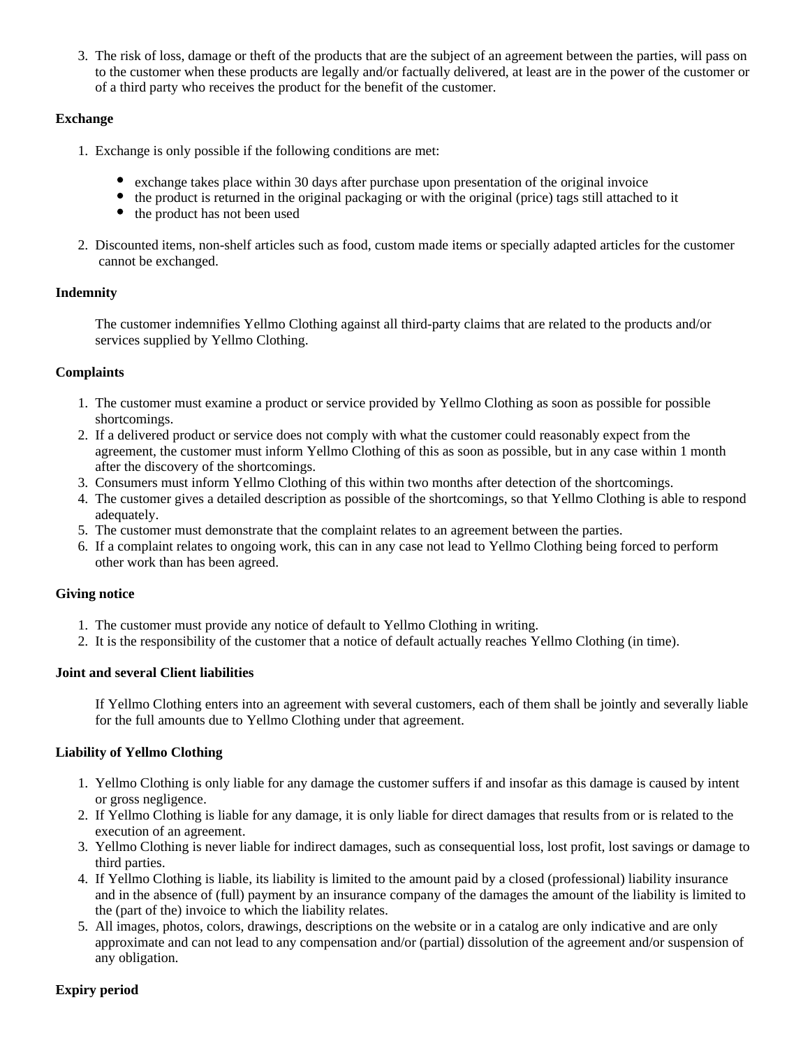3. The risk of loss, damage or theft of the products that are the subject of an agreement between the parties, will pass on to the customer when these products are legally and/or factually delivered, at least are in the power of the customer or of a third party who receives the product for the benefit of the customer.

**Exchange**

1. Exchange is only possible if the following conditions are met:
    - exchange takes place within 30 days after purchase upon presentation of the original invoice
    - the product is returned in the original packaging or with the original (price) tags still attached to it
    - the product has not been used
2. Discounted items, non-shelf articles such as food, custom made items or specially adapted articles for the customer cannot be exchanged.

**Indemnity**

The customer indemnifies Yellmo Clothing against all third-party claims that are related to the products and/or services supplied by Yellmo Clothing.

**Complaints**

1. The customer must examine a product or service provided by Yellmo Clothing as soon as possible for possible shortcomings.
2. If a delivered product or service does not comply with what the customer could reasonably expect from the agreement, the customer must inform Yellmo Clothing of this as soon as possible, but in any case within 1 month after the discovery of the shortcomings.
3. Consumers must inform Yellmo Clothing of this within two months after detection of the shortcomings.
4. The customer gives a detailed description as possible of the shortcomings, so that Yellmo Clothing is able to respond adequately.
5. The customer must demonstrate that the complaint relates to an agreement between the parties.
6. If a complaint relates to ongoing work, this can in any case not lead to Yellmo Clothing being forced to perform other work than has been agreed.

**Giving notice**

1. The customer must provide any notice of default to Yellmo Clothing in writing.
2. It is the responsibility of the customer that a notice of default actually reaches Yellmo Clothing (in time).

**Joint and several Client liabilities**

If Yellmo Clothing enters into an agreement with several customers, each of them shall be jointly and severally liable for the full amounts due to Yellmo Clothing under that agreement.

**Liability of Yellmo Clothing**

1. Yellmo Clothing is only liable for any damage the customer suffers if and insofar as this damage is caused by intent or gross negligence.
2. If Yellmo Clothing is liable for any damage, it is only liable for direct damages that results from or is related to the execution of an agreement.
3. Yellmo Clothing is never liable for indirect damages, such as consequential loss, lost profit, lost savings or damage to third parties.
4. If Yellmo Clothing is liable, its liability is limited to the amount paid by a closed (professional) liability insurance and in the absence of (full) payment by an insurance company of the damages the amount of the liability is limited to the (part of the) invoice to which the liability relates.
5. All images, photos, colors, drawings, descriptions on the website or in a catalog are only indicative and are only approximate and can not lead to any compensation and/or (partial) dissolution of the agreement and/or suspension of any obligation.

**Expiry period**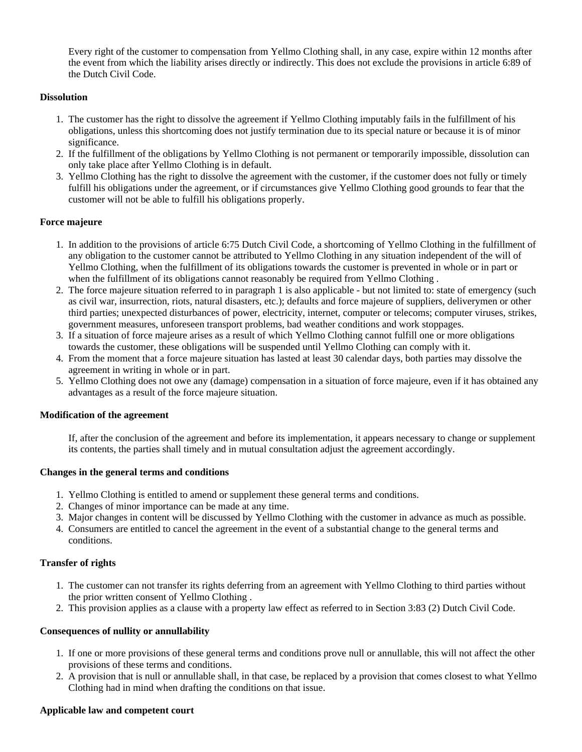Every right of the customer to compensation from Yellmo Clothing shall, in any case, expire within 12 months after the event from which the liability arises directly or indirectly. This does not exclude the provisions in article 6:89 of the Dutch Civil Code.

**Dissolution**

1. The customer has the right to dissolve the agreement if Yellmo Clothing imputably fails in the fulfillment of his obligations, unless this shortcoming does not justify termination due to its special nature or because it is of minor significance.
2. If the fulfillment of the obligations by Yellmo Clothing is not permanent or temporarily impossible, dissolution can only take place after Yellmo Clothing is in default.
3. Yellmo Clothing has the right to dissolve the agreement with the customer, if the customer does not fully or timely fulfill his obligations under the agreement, or if circumstances give Yellmo Clothing good grounds to fear that the customer will not be able to fulfill his obligations properly.

**Force majeure**

1. In addition to the provisions of article 6:75 Dutch Civil Code, a shortcoming of Yellmo Clothing in the fulfillment of any obligation to the customer cannot be attributed to Yellmo Clothing in any situation independent of the will of Yellmo Clothing, when the fulfillment of its obligations towards the customer is prevented in whole or in part or when the fulfillment of its obligations cannot reasonably be required from Yellmo Clothing .
2. The force majeure situation referred to in paragraph 1 is also applicable - but not limited to: state of emergency (such as civil war, insurrection, riots, natural disasters, etc.); defaults and force majeure of suppliers, deliverymen or other third parties; unexpected disturbances of power, electricity, internet, computer or telecoms; computer viruses, strikes, government measures, unforeseen transport problems, bad weather conditions and work stoppages.
3. If a situation of force majeure arises as a result of which Yellmo Clothing cannot fulfill one or more obligations towards the customer, these obligations will be suspended until Yellmo Clothing can comply with it.
4. From the moment that a force majeure situation has lasted at least 30 calendar days, both parties may dissolve the agreement in writing in whole or in part.
5. Yellmo Clothing does not owe any (damage) compensation in a situation of force majeure, even if it has obtained any advantages as a result of the force majeure situation.

**Modification of the agreement**

If, after the conclusion of the agreement and before its implementation, it appears necessary to change or supplement its contents, the parties shall timely and in mutual consultation adjust the agreement accordingly.

**Changes in the general terms and conditions**

1. Yellmo Clothing is entitled to amend or supplement these general terms and conditions.
2. Changes of minor importance can be made at any time.
3. Major changes in content will be discussed by Yellmo Clothing with the customer in advance as much as possible.
4. Consumers are entitled to cancel the agreement in the event of a substantial change to the general terms and conditions.

**Transfer of rights**

1. The customer can not transfer its rights deferring from an agreement with Yellmo Clothing to third parties without the prior written consent of Yellmo Clothing .
2. This provision applies as a clause with a property law effect as referred to in Section 3:83 (2) Dutch Civil Code.

**Consequences of nullity or annullability**

1. If one or more provisions of these general terms and conditions prove null or annullable, this will not affect the other provisions of these terms and conditions.
2. A provision that is null or annullable shall, in that case, be replaced by a provision that comes closest to what Yellmo Clothing had in mind when drafting the conditions on that issue.

**Applicable law and competent court**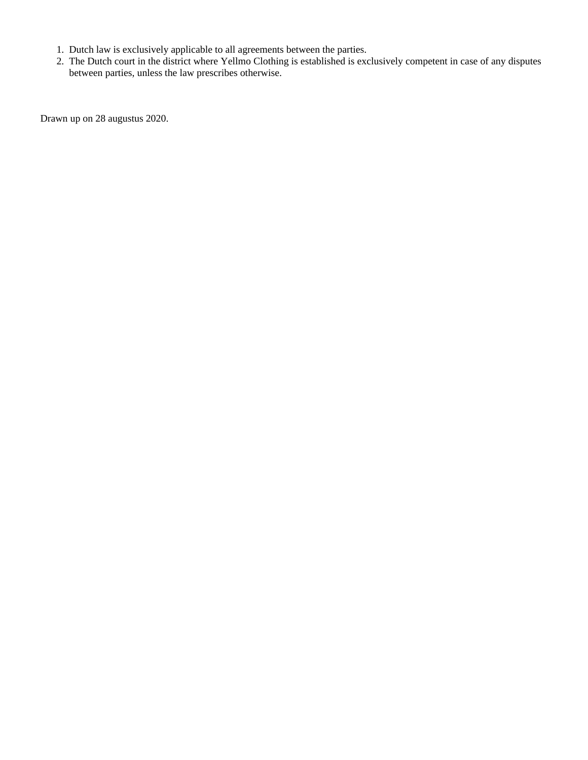1. Dutch law is exclusively applicable to all agreements between the parties.
2. The Dutch court in the district where Yellmo Clothing is established is exclusively competent in case of any disputes between parties, unless the law prescribes otherwise.

Drawn up on 28 augustus 2020.